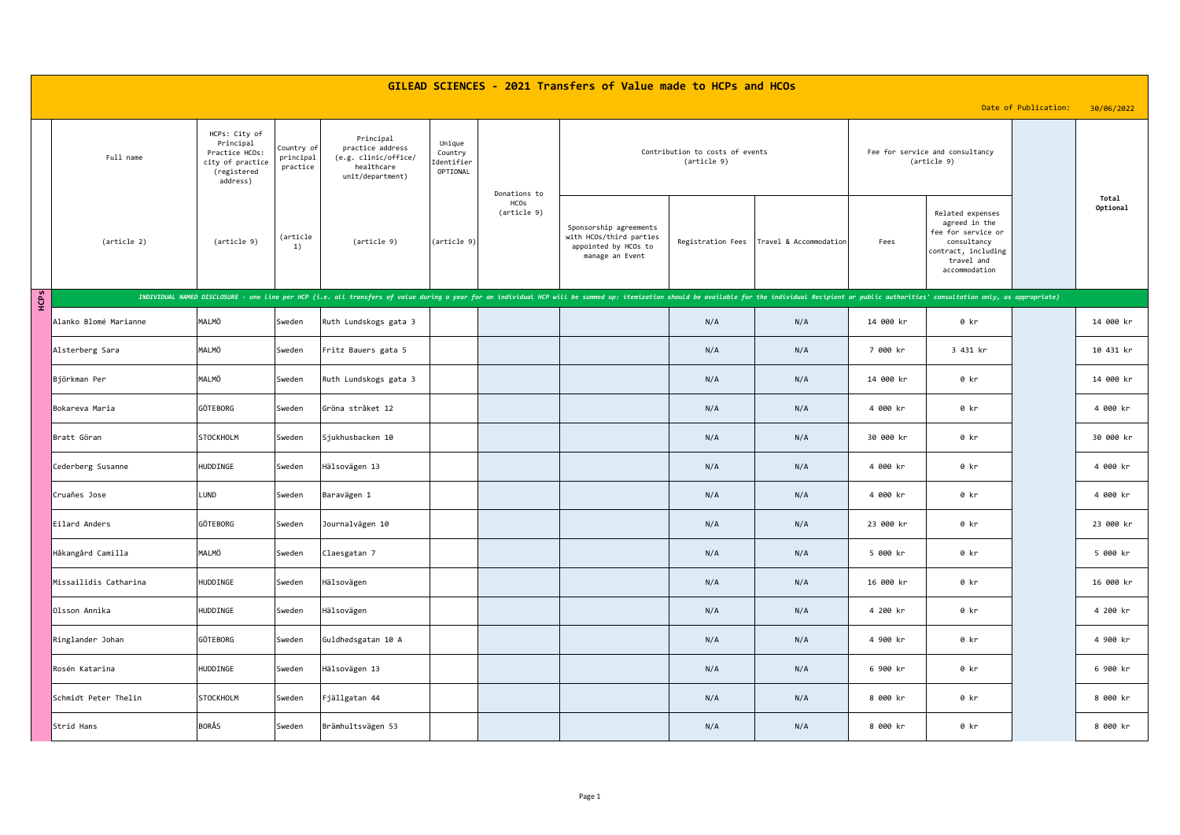# GILEAD SCIENCES - 2021 Transfers of Value made to HCPs and HCOs

Date of Publication: 30/06/2022

| | Full name | HCPs: City of Principal Practice HCOs: city of practice (registered address) | Country of principal practice | Principal practice address (e.g. clinic/office/ healthcare unit/department) | Unique Country Identifier OPTIONAL | Donations to HCOs (article 9) | Contribution to costs of events (article 9) | | | Fee for service and consultancy (article 9) | | | Total Optional |
|---|---|---|---|---|---|---|---|---|---|---|---|---|---|
| | (article 2) | (article 9) | (article 1) | (article 9) | (article 9) | | Sponsorship agreements with HCOs/third parties appointed by HCOs to manage an Event | Registration Fees | Travel & Accommodation | Fees | Related expenses agreed in the fee for service or consultancy contract, including travel and accommodation | | |
| HCPs | *INDIVIDUAL NAMED DISCLOSURE - one line per HCP (i.e. all transfers of value during a year for an individual HCP will be summed up: itemization should be available for the individual Recipient or public authorities' consultation only, as appropriate)* | | | | | | | | | | | | |
| | Alanko Blomé Marianne | MALMÖ | Sweden | Ruth Lundskogs gata 3 | | | | N/A | N/A | 14 000 kr | 0 kr | | 14 000 kr |
| | Alsterberg Sara | MALMÖ | Sweden | Fritz Bauers gata 5 | | | | N/A | N/A | 7 000 kr | 3 431 kr | | 10 431 kr |
| | Björkman Per | MALMÖ | Sweden | Ruth Lundskogs gata 3 | | | | N/A | N/A | 14 000 kr | 0 kr | | 14 000 kr |
| | Bokareva Maria | GÖTEBORG | Sweden | Gröna stråket 12 | | | | N/A | N/A | 4 000 kr | 0 kr | | 4 000 kr |
| | Bratt Göran | STOCKHOLM | Sweden | Sjukhusbacken 10 | | | | N/A | N/A | 30 000 kr | 0 kr | | 30 000 kr |
| | Cederberg Susanne | HUDDINGE | Sweden | Hälsovägen 13 | | | | N/A | N/A | 4 000 kr | 0 kr | | 4 000 kr |
| | Cruañes Jose | LUND | Sweden | Baravägen 1 | | | | N/A | N/A | 4 000 kr | 0 kr | | 4 000 kr |
| | Eilard Anders | GÖTEBORG | Sweden | Journalvägen 10 | | | | N/A | N/A | 23 000 kr | 0 kr | | 23 000 kr |
| | Håkangård Camilla | MALMÖ | Sweden | Claesgatan 7 | | | | N/A | N/A | 5 000 kr | 0 kr | | 5 000 kr |
| | Missailidis Catharina | HUDDINGE | Sweden | Hälsovägen | | | | N/A | N/A | 16 000 kr | 0 kr | | 16 000 kr |
| | Olsson Annika | HUDDINGE | Sweden | Hälsovägen | | | | N/A | N/A | 4 200 kr | 0 kr | | 4 200 kr |
| | Ringlander Johan | GÖTEBORG | Sweden | Guldhedsgatan 10 A | | | | N/A | N/A | 4 900 kr | 0 kr | | 4 900 kr |
| | Rosén Katarina | HUDDINGE | Sweden | Hälsovägen 13 | | | | N/A | N/A | 6 900 kr | 0 kr | | 6 900 kr |
| | Schmidt Peter Thelin | STOCKHOLM | Sweden | Fjällgatan 44 | | | | N/A | N/A | 8 000 kr | 0 kr | | 8 000 kr |
| | Strid Hans | BORÅS | Sweden | Brämhultsvägen 53 | | | | N/A | N/A | 8 000 kr | 0 kr | | 8 000 kr |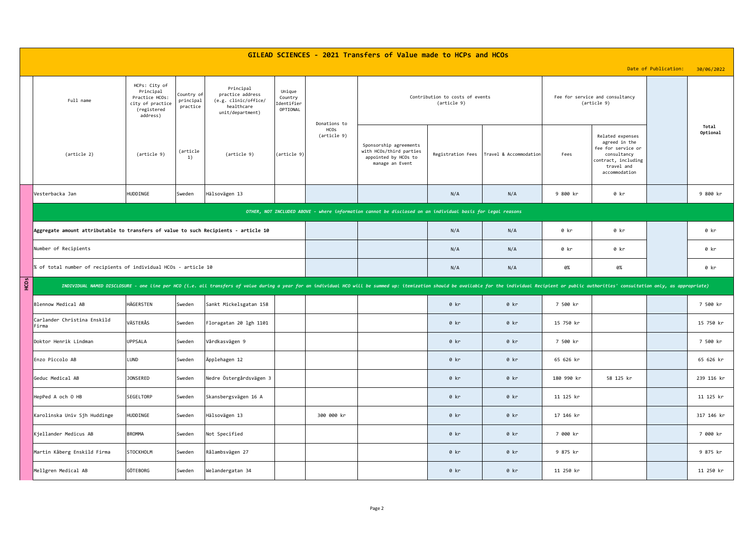# GILEAD SCIENCES - 2021 Transfers of Value made to HCPs and HCOs

Date of Publication: 30/06/2022

| | Full name | HCPs: City of Principal Practice HCOs: city of practice (registered address) | Country of principal practice | Principal practice address (e.g. clinic/office/ healthcare unit/department) | Unique Country Identifier OPTIONAL | Donations to HCOs (article 9) | Contribution to costs of events (article 9) | | | Fee for service and consultancy (article 9) | | | Total Optional |
|---|---|---|---|---|---|---|---|---|---|---|---|---|---|
| | (article 2) | (article 9) | (article 1) | (article 9) | (article 9) | | Sponsorship agreements with HCOs/third parties appointed by HCOs to manage an Event | Registration Fees | Travel & Accommodation | Fees | Related expenses agreed in the fee for service or consultancy contract, including travel and accommodation | | |
| | Vesterbacka Jan | HUDDINGE | Sweden | Hälsovägen 13 | | | | N/A | N/A | 9 800 kr | 0 kr | | 9 800 kr |
| | *OTHER, NOT INCLUDED ABOVE - where information cannot be disclosed on an individual basis for legal reasons* | | | | | | | | | | | | |
| | Aggregate amount attributable to transfers of value to such Recipients - article 10 | | | | | | | N/A | N/A | 0 kr | 0 kr | | 0 kr |
| | Number of Recipients | | | | | | | N/A | N/A | 0 kr | 0 kr | | 0 kr |
| | % of total number of recipients of individual HCOs - article 10 | | | | | | | N/A | N/A | 0% | 0% | | 0 kr |
| HCOs | *INDIVIDUAL NAMED DISCLOSURE - one line per HCO (i.e. all transfers of value during a year for an individual HCO will be summed up: itemization should be available for the individual Recipient or public authorities' consultation only, as appropriate)* | | | | | | | | | | | | |
| | Blennow Medical AB | HÄGERSTEN | Sweden | Sankt Mickelsgatan 158 | | | | 0 kr | 0 kr | 7 500 kr | | | 7 500 kr |
| | Carlander Christina Enskild Firma | VÄSTERÅS | Sweden | Floragatan 20 lgh 1101 | | | | 0 kr | 0 kr | 15 750 kr | | | 15 750 kr |
| | Doktor Henrik Lindman | UPPSALA | Sweden | Vårdkasvägen 9 | | | | 0 kr | 0 kr | 7 500 kr | | | 7 500 kr |
| | Enzo Piccolo AB | LUND | Sweden | Äpplehagen 12 | | | | 0 kr | 0 kr | 65 626 kr | | | 65 626 kr |
| | Geduc Medical AB | JONSERED | Sweden | Nedre Östergårdsvägen 3 | | | | 0 kr | 0 kr | 180 990 kr | 58 125 kr | | 239 116 kr |
| | HepPed A och O HB | SEGELTORP | Sweden | Skansbergsvägen 16 A | | | | 0 kr | 0 kr | 11 125 kr | | | 11 125 kr |
| | Karolinska Univ Sjh Huddinge | HUDDINGE | Sweden | Hälsovägen 13 | | 300 000 kr | | 0 kr | 0 kr | 17 146 kr | | | 317 146 kr |
| | Kjellander Medicus AB | BROMMA | Sweden | Not Specified | | | | 0 kr | 0 kr | 7 000 kr | | | 7 000 kr |
| | Martin Kåberg Enskild Firma | STOCKHOLM | Sweden | Rålambsvägen 27 | | | | 0 kr | 0 kr | 9 875 kr | | | 9 875 kr |
| | Mellgren Medical AB | GÖTEBORG | Sweden | Welandergatan 34 | | | | 0 kr | 0 kr | 11 250 kr | | | 11 250 kr |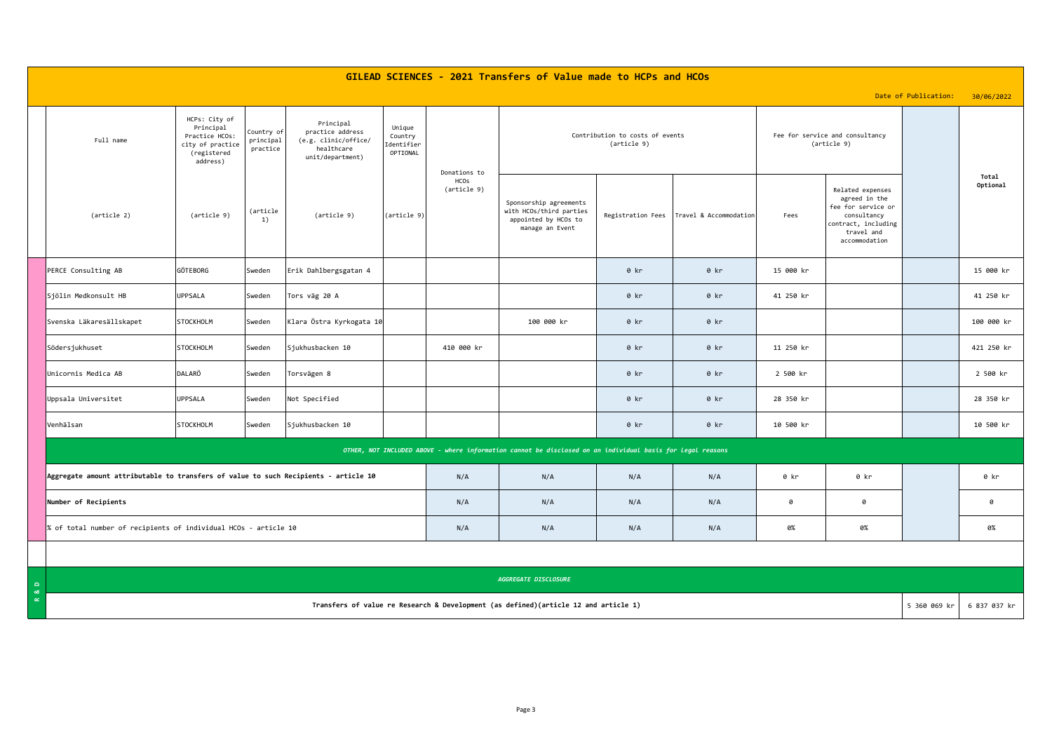# GILEAD SCIENCES - 2021 Transfers of Value made to HCPs and HCOs

Date of Publication: 30/06/2022

| Full name | HCPs: City of Principal Practice HCOs: city of practice (registered address) | Country of principal practice | Principal practice address (e.g. clinic/office/ healthcare unit/department) | Unique Country Identifier OPTIONAL | Donations to HCOs (article 9) | Contribution to costs of events (article 9) | | | Fee for service and consultancy (article 9) | | | Total Optional |
|---|---|---|---|---|---|---|---|---|---|---|---|---|
| (article 2) | (article 9) | (article 1) | (article 9) | (article 9) | | Sponsorship agreements with HCOs/third parties appointed by HCOs to manage an Event | Registration Fees | Travel & Accommodation | Fees | Related expenses agreed in the fee for service or consultancy contract, including travel and accommodation | | |
| PERCE Consulting AB | GÖTEBORG | Sweden | Erik Dahlbergsgatan 4 | | | | 0 kr | 0 kr | 15 000 kr | | | 15 000 kr |
| Sjölin Medkonsult HB | UPPSALA | Sweden | Tors väg 20 A | | | | 0 kr | 0 kr | 41 250 kr | | | 41 250 kr |
| Svenska Läkaresällskapet | STOCKHOLM | Sweden | Klara Östra Kyrkogata 10 | | | 100 000 kr | 0 kr | 0 kr | | | | 100 000 kr |
| Södersjukhuset | STOCKHOLM | Sweden | Sjukhusbacken 10 | | 410 000 kr | | 0 kr | 0 kr | 11 250 kr | | | 421 250 kr |
| Unicornis Medica AB | DALARÖ | Sweden | Torsvägen 8 | | | | 0 kr | 0 kr | 2 500 kr | | | 2 500 kr |
| Uppsala Universitet | UPPSALA | Sweden | Not Specified | | | | 0 kr | 0 kr | 28 350 kr | | | 28 350 kr |
| Venhälsan | STOCKHOLM | Sweden | Sjukhusbacken 10 | | | | 0 kr | 0 kr | 10 500 kr | | | 10 500 kr |
| *OTHER, NOT INCLUDED ABOVE - where information cannot be disclosed on an individual basis for legal reasons* | | | | | | | | | | | | |
| **Aggregate amount attributable to transfers of value to such Recipients - article 10** | | | | | N/A | N/A | N/A | N/A | 0 kr | 0 kr | | 0 kr |
| **Number of Recipients** | | | | | N/A | N/A | N/A | N/A | 0 | 0 | | 0 |
| % of total number of recipients of individual HCOs - article 10 | | | | | N/A | N/A | N/A | N/A | 0% | 0% | | 0% |

| | | |
|---|---|---|
| *AGGREGATE DISCLOSURE* | | |
| **Transfers of value re Research & Development (as defined)(article 12 and article 1)** | 5 360 069 kr | 6 837 037 kr |